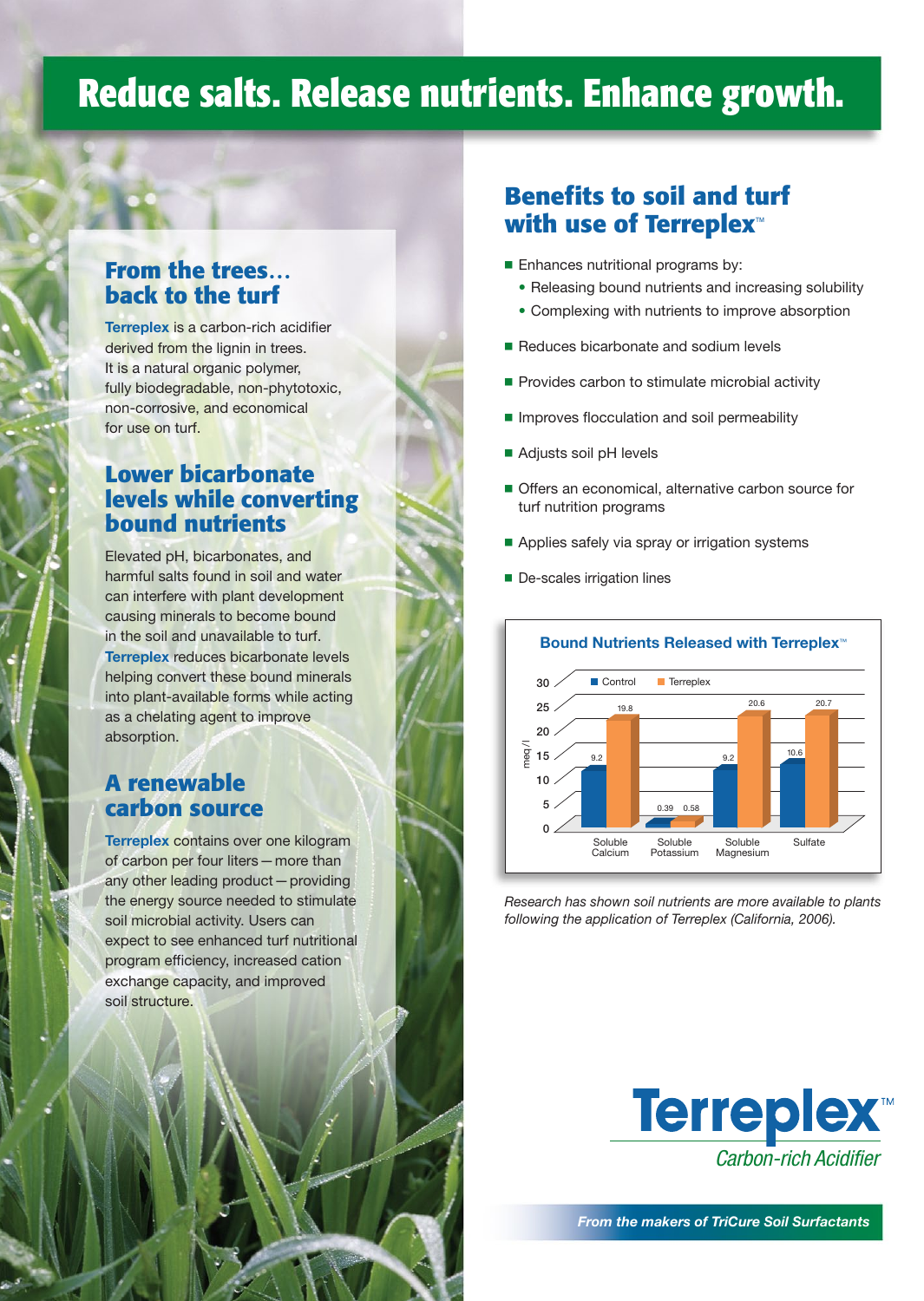# Reduce salts. Release nutrients. Enhance growth.

## From the trees… back to the turf

**Terreplex** is a carbon-rich acidifier derived from the lignin in trees. It is a natural organic polymer, fully biodegradable, non-phytotoxic, non-corrosive, and economical for use on turf.

## Lower bicarbonate levels while converting bound nutrients

Elevated pH, bicarbonates, and harmful salts found in soil and water can interfere with plant development causing minerals to become bound in the soil and unavailable to turf. **Terreplex** reduces bicarbonate levels helping convert these bound minerals into plant-available forms while acting as a chelating agent to improve absorption.

## A renewable carbon source

**Terreplex** contains over one kilogram of carbon per four liters — more than any other leading product — providing the energy source needed to stimulate soil microbial activity. Users can expect to see enhanced turf nutritional program efficiency, increased cation exchange capacity, and improved soil structure.

## Benefits to soil and turf with use of Terreplex™

- Enhances nutritional programs by:
  - Releasing bound nutrients and increasing solubility
  - Complexing with nutrients to improve absorption
- Reduces bicarbonate and sodium levels
- Provides carbon to stimulate microbial activity
- Improves flocculation and soil permeability
- Adjusts soil pH levels
- Offers an economical, alternative carbon source for turf nutrition programs
- Applies safely via spray or irrigation systems
- De-scales irrigation lines

**Bound Nutrients Released with Terreplex™** (meq/l)

| | Control | Terreplex |
|---|---|---|
| Soluble Calcium | 9.2 | 19.8 |
| Soluble Potassium | 0.39 | 0.58 |
| Soluble Magnesium | 9.2 | 20.6 |
| Sulfate | 10.6 | 20.7 |

*Research has shown soil nutrients are more available to plants following the application of Terreplex (California, 2006).*

**Terreplex™**
*Carbon-rich Acidifier*

***From the makers of TriCure Soil Surfactants***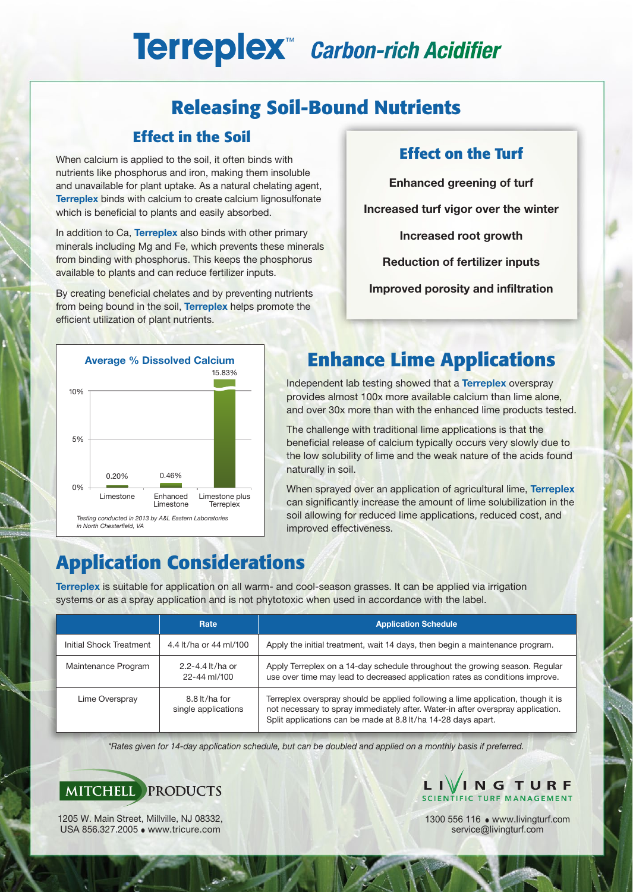# Terreplex™ *Carbon-rich Acidifier*

## Releasing Soil-Bound Nutrients

### Effect in the Soil

When calcium is applied to the soil, it often binds with nutrients like phosphorus and iron, making them insoluble and unavailable for plant uptake. As a natural chelating agent, **Terreplex** binds with calcium to create calcium lignosulfonate which is beneficial to plants and easily absorbed.

In addition to Ca, **Terreplex** also binds with other primary minerals including Mg and Fe, which prevents these minerals from binding with phosphorus. This keeps the phosphorus available to plants and can reduce fertilizer inputs.

By creating beneficial chelates and by preventing nutrients from being bound in the soil, **Terreplex** helps promote the efficient utilization of plant nutrients.

### Effect on the Turf

**Enhanced greening of turf**

**Increased turf vigor over the winter**

**Increased root growth**

**Reduction of fertilizer inputs**

**Improved porosity and infiltration**

Average % Dissolved Calcium

15.83%

10%

5%

0%

0.20%

0.46%

Limestone

Enhanced Limestone

Limestone plus Terreplex

*Testing conducted in 2013 by A&L Eastern Laboratories in North Chesterfield, VA*

## Enhance Lime Applications

Independent lab testing showed that a **Terreplex** overspray provides almost 100x more available calcium than lime alone, and over 30x more than with the enhanced lime products tested.

The challenge with traditional lime applications is that the beneficial release of calcium typically occurs very slowly due to the low solubility of lime and the weak nature of the acids found naturally in soil.

When sprayed over an application of agricultural lime, **Terreplex** can significantly increase the amount of lime solubilization in the soil allowing for reduced lime applications, reduced cost, and improved effectiveness.

## Application Considerations

**Terreplex** is suitable for application on all warm- and cool-season grasses. It can be applied via irrigation systems or as a spray application and is not phytotoxic when used in accordance with the label.

| | Rate | Application Schedule |
|---|---|---|
| Initial Shock Treatment | 4.4 lt/ha or 44 ml/100 | Apply the initial treatment, wait 14 days, then begin a maintenance program. |
| Maintenance Program | 2.2-4.4 lt/ha or 22-44 ml/100 | Apply Terreplex on a 14-day schedule throughout the growing season. Regular use over time may lead to decreased application rates as conditions improve. |
| Lime Overspray | 8.8 lt/ha for single applications | Terreplex overspray should be applied following a lime application, though it is not necessary to spray immediately after. Water-in after overspray application. Split applications can be made at 8.8 lt/ha 14-28 days apart. |

*\*Rates given for 14-day application schedule, but can be doubled and applied on a monthly basis if preferred.*

MITCHELL PRODUCTS

1205 W. Main Street, Millville, NJ 08332, USA 856.327.2005 • www.tricure.com

LIVING TURF
SCIENTIFIC TURF MANAGEMENT

1300 556 116 • www.livingturf.com
service@livingturf.com